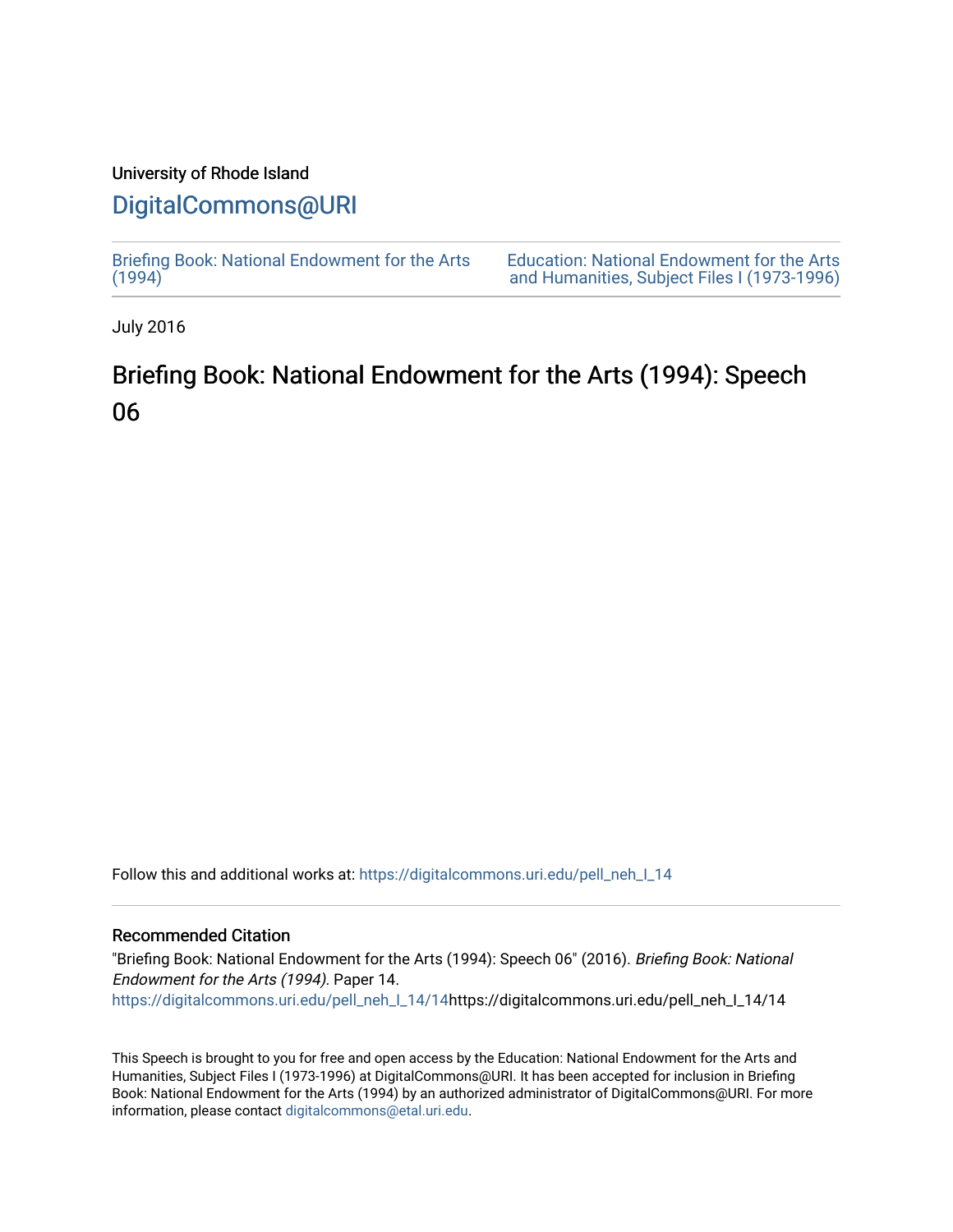University of Rhode Island

# DigitalCommons@URI

Briefing Book: National Endowment for the Arts (1994)

Education: National Endowment for the Arts and Humanities, Subject Files I (1973-1996)

July 2016

# Briefing Book: National Endowment for the Arts (1994): Speech 06

Follow this and additional works at: https://digitalcommons.uri.edu/pell_neh_I_14

## Recommended Citation

"Briefing Book: National Endowment for the Arts (1994): Speech 06" (2016). *Briefing Book: National Endowment for the Arts (1994).* Paper 14.
https://digitalcommons.uri.edu/pell_neh_I_14/14https://digitalcommons.uri.edu/pell_neh_I_14/14

This Speech is brought to you for free and open access by the Education: National Endowment for the Arts and Humanities, Subject Files I (1973-1996) at DigitalCommons@URI. It has been accepted for inclusion in Briefing Book: National Endowment for the Arts (1994) by an authorized administrator of DigitalCommons@URI. For more information, please contact digitalcommons@etal.uri.edu.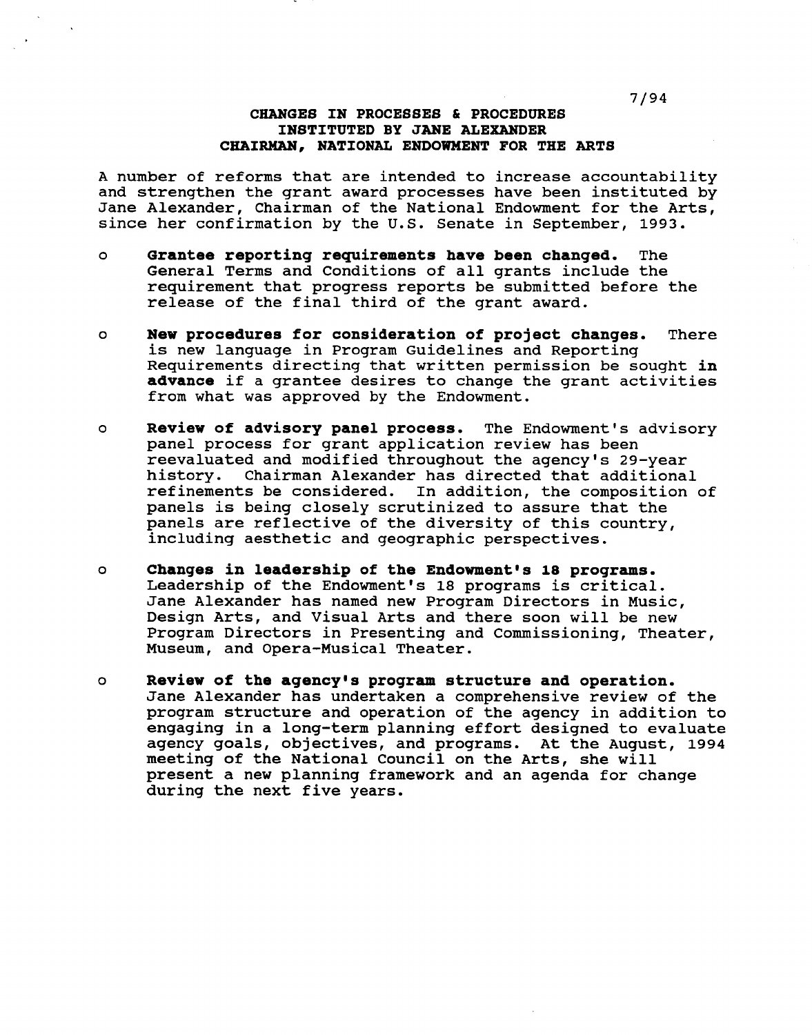7/94

**CHANGES IN PROCESSES & PROCEDURES**
**INSTITUTED BY JANE ALEXANDER**
**CHAIRMAN, NATIONAL ENDOWMENT FOR THE ARTS**

A number of reforms that are intended to increase accountability and strengthen the grant award processes have been instituted by Jane Alexander, Chairman of the National Endowment for the Arts, since her confirmation by the U.S. Senate in September, 1993.

- **Grantee reporting requirements have been changed.** The General Terms and Conditions of all grants include the requirement that progress reports be submitted before the release of the final third of the grant award.

- **New procedures for consideration of project changes.** There is new language in Program Guidelines and Reporting Requirements directing that written permission be sought **in advance** if a grantee desires to change the grant activities from what was approved by the Endowment.

- **Review of advisory panel process.** The Endowment's advisory panel process for grant application review has been reevaluated and modified throughout the agency's 29-year history. Chairman Alexander has directed that additional refinements be considered. In addition, the composition of panels is being closely scrutinized to assure that the panels are reflective of the diversity of this country, including aesthetic and geographic perspectives.

- **Changes in leadership of the Endowment's 18 programs.** Leadership of the Endowment's 18 programs is critical. Jane Alexander has named new Program Directors in Music, Design Arts, and Visual Arts and there soon will be new Program Directors in Presenting and Commissioning, Theater, Museum, and Opera-Musical Theater.

- **Review of the agency's program structure and operation.** Jane Alexander has undertaken a comprehensive review of the program structure and operation of the agency in addition to engaging in a long-term planning effort designed to evaluate agency goals, objectives, and programs. At the August, 1994 meeting of the National Council on the Arts, she will present a new planning framework and an agenda for change during the next five years.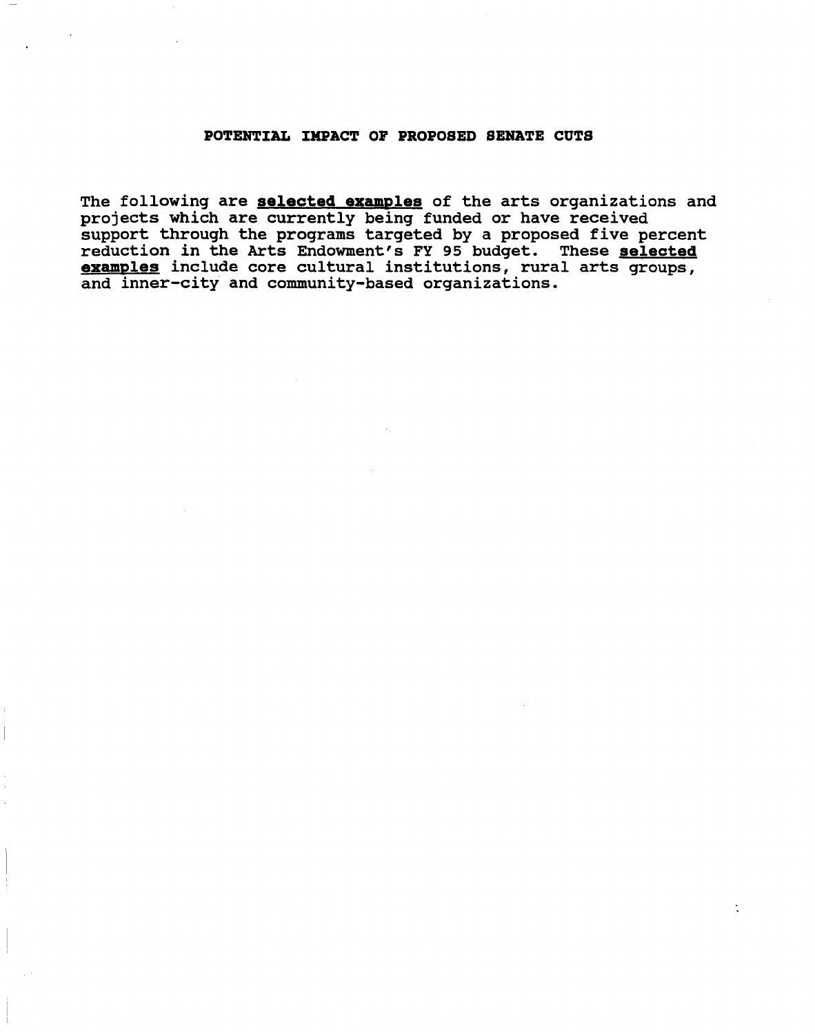**POTENTIAL IMPACT OF PROPOSED SENATE CUTS**

The following are **selected examples** of the arts organizations and projects which are currently being funded or have received support through the programs targeted by a proposed five percent reduction in the Arts Endowment's FY 95 budget. These **selected examples** include core cultural institutions, rural arts groups, and inner-city and community-based organizations.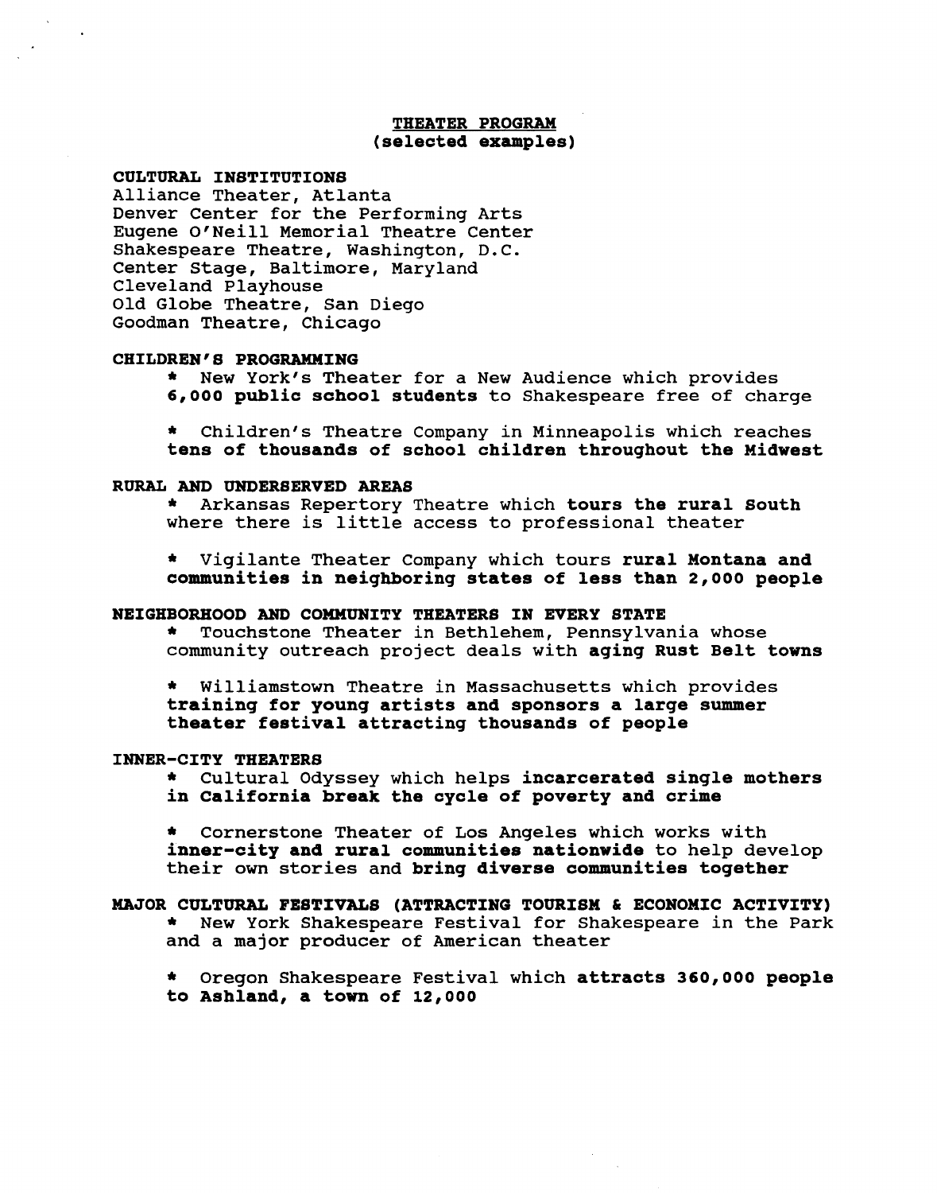# THEATER PROGRAM
## (selected examples)

**CULTURAL INSTITUTIONS**

Alliance Theater, Atlanta
Denver Center for the Performing Arts
Eugene O'Neill Memorial Theatre Center
Shakespeare Theatre, Washington, D.C.
Center Stage, Baltimore, Maryland
Cleveland Playhouse
Old Globe Theatre, San Diego
Goodman Theatre, Chicago

**CHILDREN'S PROGRAMMING**

* New York's Theater for a New Audience which provides **6,000 public school students** to Shakespeare free of charge

* Children's Theatre Company in Minneapolis which reaches **tens of thousands of school children throughout the Midwest**

**RURAL AND UNDERSERVED AREAS**

* Arkansas Repertory Theatre which **tours the rural South** where there is little access to professional theater

* Vigilante Theater Company which tours **rural Montana and communities in neighboring states of less than 2,000 people**

**NEIGHBORHOOD AND COMMUNITY THEATERS IN EVERY STATE**

* Touchstone Theater in Bethlehem, Pennsylvania whose community outreach project deals with **aging Rust Belt towns**

* Williamstown Theatre in Massachusetts which provides **training for young artists and sponsors a large summer theater festival attracting thousands of people**

**INNER-CITY THEATERS**

* Cultural Odyssey which helps **incarcerated single mothers in California break the cycle of poverty and crime**

* Cornerstone Theater of Los Angeles which works with **inner-city and rural communities nationwide** to help develop their own stories and **bring diverse communities together**

**MAJOR CULTURAL FESTIVALS (ATTRACTING TOURISM & ECONOMIC ACTIVITY)**

* New York Shakespeare Festival for Shakespeare in the Park and a major producer of American theater

* Oregon Shakespeare Festival which **attracts 360,000 people to Ashland, a town of 12,000**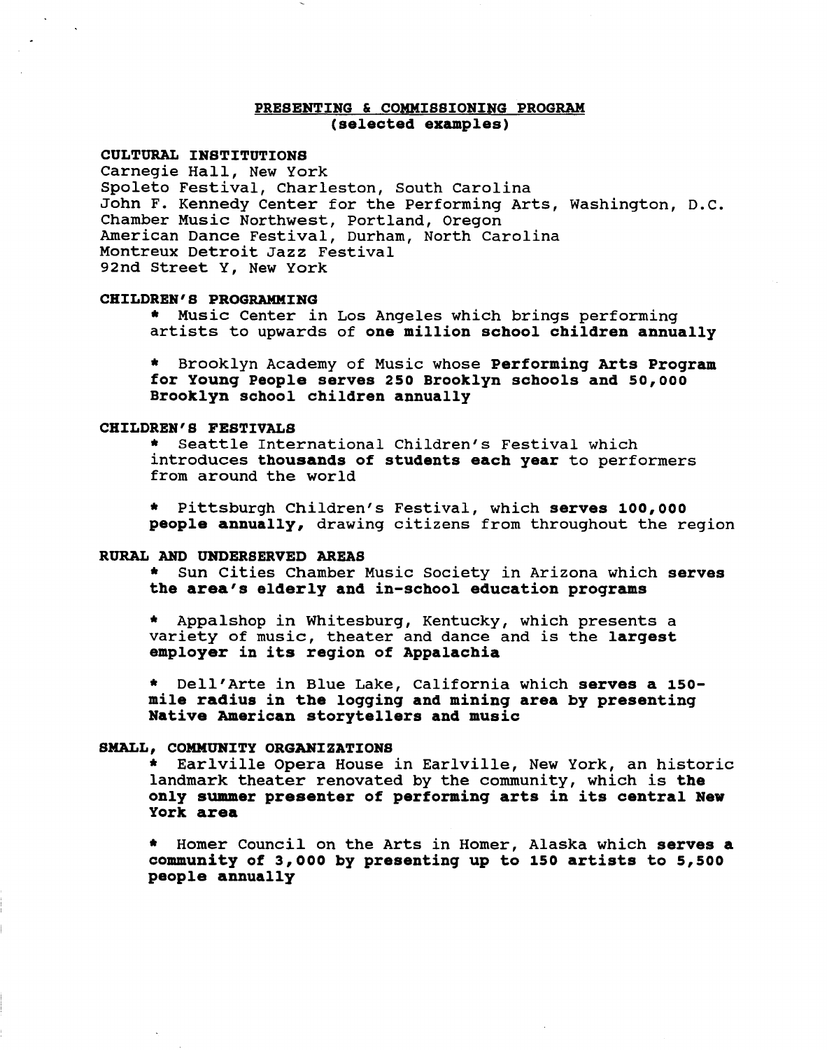# PRESENTING & COMMISSIONING PROGRAM
**(selected examples)**

## CULTURAL INSTITUTIONS

Carnegie Hall, New York
Spoleto Festival, Charleston, South Carolina
John F. Kennedy Center for the Performing Arts, Washington, D.C.
Chamber Music Northwest, Portland, Oregon
American Dance Festival, Durham, North Carolina
Montreux Detroit Jazz Festival
92nd Street Y, New York

## CHILDREN'S PROGRAMMING

* Music Center in Los Angeles which brings performing artists to upwards of **one million school children annually**

* Brooklyn Academy of Music whose **Performing Arts Program for Young People serves 250 Brooklyn schools and 50,000 Brooklyn school children annually**

## CHILDREN'S FESTIVALS

* Seattle International Children's Festival which introduces **thousands of students each year** to performers from around the world

* Pittsburgh Children's Festival, which **serves 100,000 people annually,** drawing citizens from throughout the region

## RURAL AND UNDERSERVED AREAS

* Sun Cities Chamber Music Society in Arizona which **serves the area's elderly and in-school education programs**

* Appalshop in Whitesburg, Kentucky, which presents a variety of music, theater and dance and is the **largest employer in its region of Appalachia**

* Dell'Arte in Blue Lake, California which **serves a 150-mile radius in the logging and mining area by presenting Native American storytellers and music**

## SMALL, COMMUNITY ORGANIZATIONS

* Earlville Opera House in Earlville, New York, an historic landmark theater renovated by the community, which is **the only summer presenter of performing arts in its central New York area**

* Homer Council on the Arts in Homer, Alaska which **serves a community of 3,000 by presenting up to 150 artists to 5,500 people annually**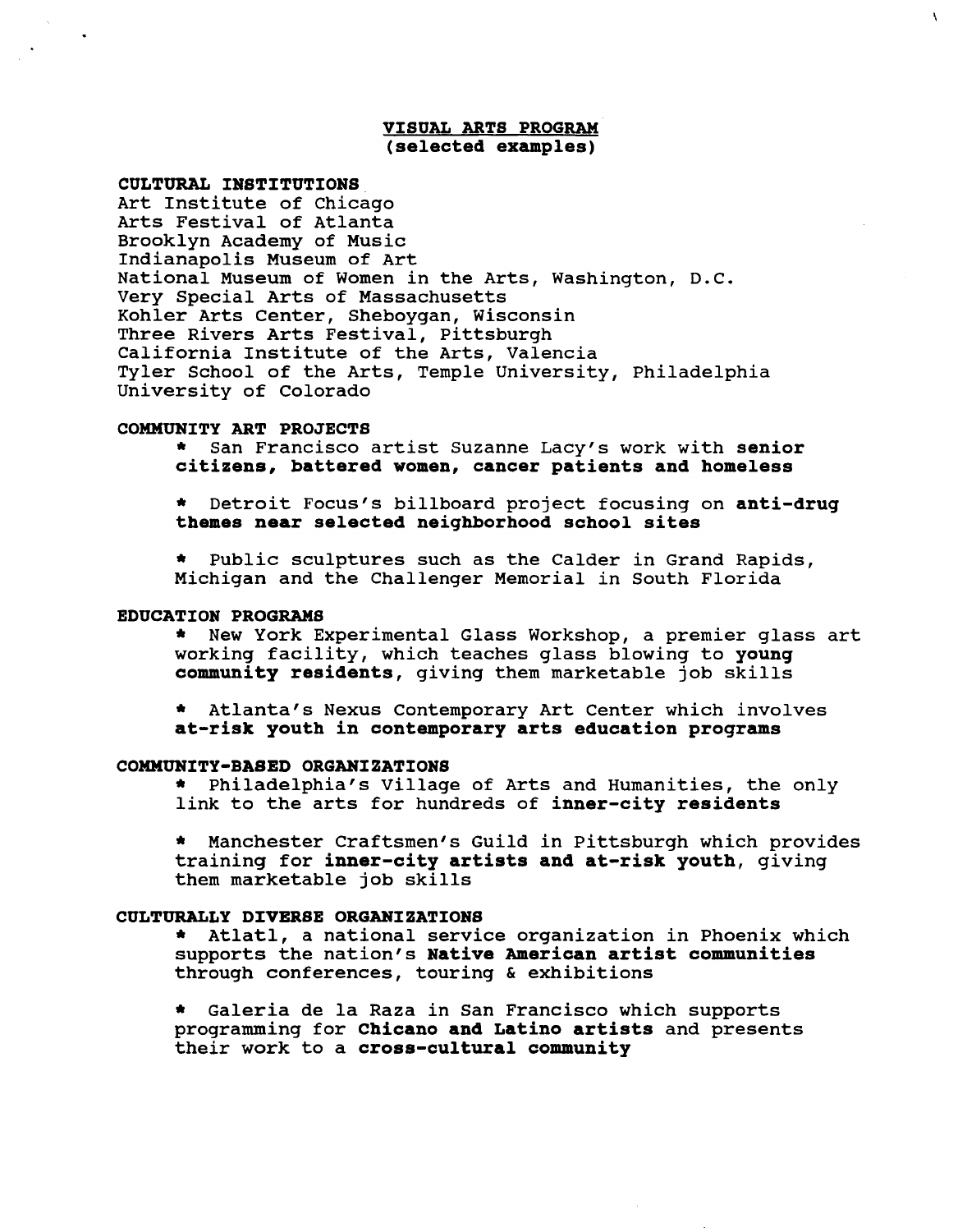# VISUAL ARTS PROGRAM
## (selected examples)

**CULTURAL INSTITUTIONS**

Art Institute of Chicago
Arts Festival of Atlanta
Brooklyn Academy of Music
Indianapolis Museum of Art
National Museum of Women in the Arts, Washington, D.C.
Very Special Arts of Massachusetts
Kohler Arts Center, Sheboygan, Wisconsin
Three Rivers Arts Festival, Pittsburgh
California Institute of the Arts, Valencia
Tyler School of the Arts, Temple University, Philadelphia
University of Colorado

**COMMUNITY ART PROJECTS**

* San Francisco artist Suzanne Lacy's work with **senior citizens, battered women, cancer patients and homeless**

* Detroit Focus's billboard project focusing on **anti-drug themes near selected neighborhood school sites**

* Public sculptures such as the Calder in Grand Rapids, Michigan and the Challenger Memorial in South Florida

**EDUCATION PROGRAMS**

* New York Experimental Glass Workshop, a premier glass art working facility, which teaches glass blowing to **young community residents**, giving them marketable job skills

* Atlanta's Nexus Contemporary Art Center which involves **at-risk youth in contemporary arts education programs**

**COMMUNITY-BASED ORGANIZATIONS**

* Philadelphia's Village of Arts and Humanities, the only link to the arts for hundreds of **inner-city residents**

* Manchester Craftsmen's Guild in Pittsburgh which provides training for **inner-city artists and at-risk youth**, giving them marketable job skills

**CULTURALLY DIVERSE ORGANIZATIONS**

* Atlatl, a national service organization in Phoenix which supports the nation's **Native American artist communities** through conferences, touring & exhibitions

* Galeria de la Raza in San Francisco which supports programming for **Chicano and Latino artists** and presents their work to a **cross-cultural community**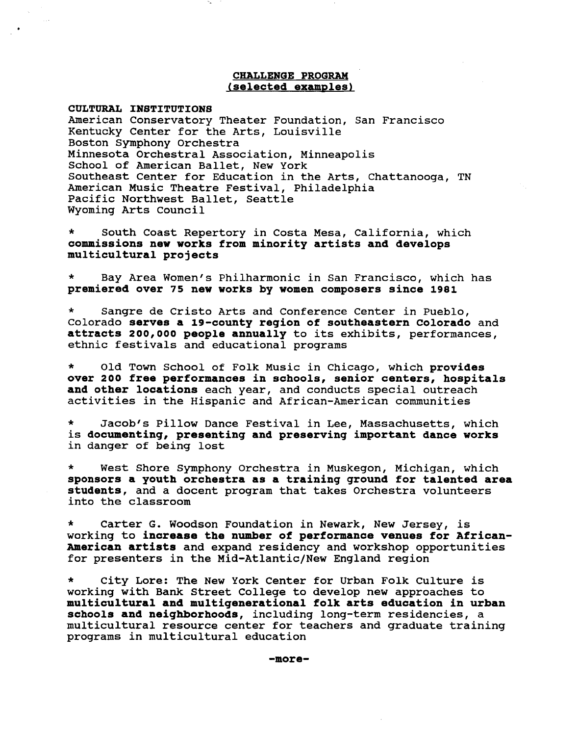# CHALLENGE PROGRAM
## (selected examples)

**CULTURAL INSTITUTIONS**

American Conservatory Theater Foundation, San Francisco
Kentucky Center for the Arts, Louisville
Boston Symphony Orchestra
Minnesota Orchestral Association, Minneapolis
School of American Ballet, New York
Southeast Center for Education in the Arts, Chattanooga, TN
American Music Theatre Festival, Philadelphia
Pacific Northwest Ballet, Seattle
Wyoming Arts Council

* South Coast Repertory in Costa Mesa, California, which **commissions new works from minority artists and develops multicultural projects**

* Bay Area Women's Philharmonic in San Francisco, which has **premiered over 75 new works by women composers since 1981**

* Sangre de Cristo Arts and Conference Center in Pueblo, Colorado **serves a 19-county region of southeastern Colorado** and **attracts 200,000 people annually** to its exhibits, performances, ethnic festivals and educational programs

* Old Town School of Folk Music in Chicago, which **provides over 200 free performances in schools, senior centers, hospitals and other locations** each year, and conducts special outreach activities in the Hispanic and African-American communities

* Jacob's Pillow Dance Festival in Lee, Massachusetts, which is **documenting, presenting and preserving important dance works** in danger of being lost

* West Shore Symphony Orchestra in Muskegon, Michigan, which **sponsors a youth orchestra as a training ground for talented area students**, and a docent program that takes Orchestra volunteers into the classroom

* Carter G. Woodson Foundation in Newark, New Jersey, is working to **increase the number of performance venues for African-American artists** and expand residency and workshop opportunities for presenters in the Mid-Atlantic/New England region

* City Lore: The New York Center for Urban Folk Culture is working with Bank Street College to develop new approaches to **multicultural and multigenerational folk arts education in urban schools and neighborhoods**, including long-term residencies, a multicultural resource center for teachers and graduate training programs in multicultural education

-more-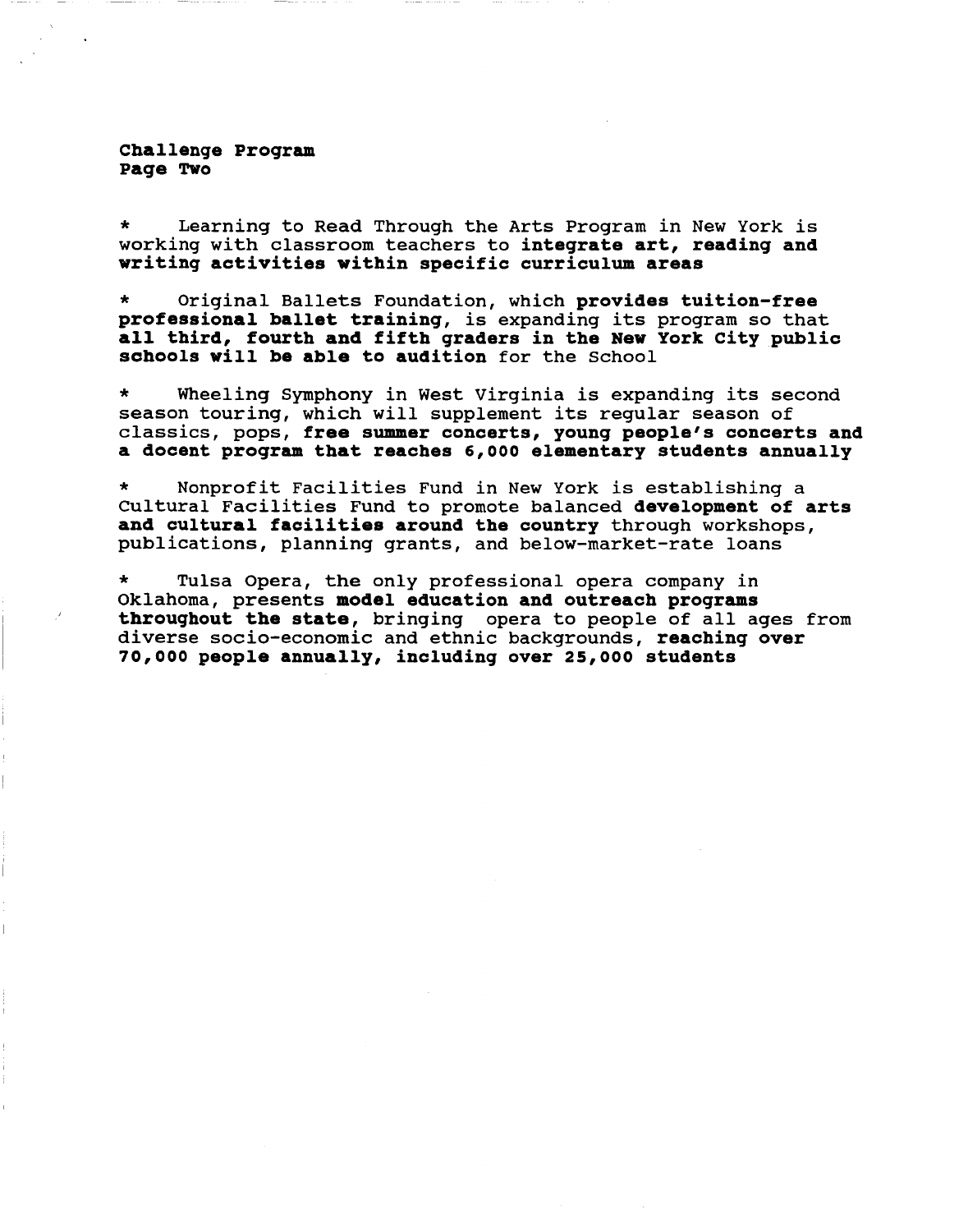**Challenge Program**
**Page Two**

* Learning to Read Through the Arts Program in New York is working with classroom teachers to **integrate art, reading and writing activities within specific curriculum areas**

* Original Ballets Foundation, which **provides tuition-free professional ballet training**, is expanding its program so that **all third, fourth and fifth graders in the New York City public schools will be able to audition** for the School

* Wheeling Symphony in West Virginia is expanding its second season touring, which will supplement its regular season of classics, pops, **free summer concerts, young people's concerts and a docent program that reaches 6,000 elementary students annually**

* Nonprofit Facilities Fund in New York is establishing a Cultural Facilities Fund to promote balanced **development of arts and cultural facilities around the country** through workshops, publications, planning grants, and below-market-rate loans

* Tulsa Opera, the only professional opera company in Oklahoma, presents **model education and outreach programs throughout the state,** bringing opera to people of all ages from diverse socio-economic and ethnic backgrounds, **reaching over 70,000 people annually, including over 25,000 students**